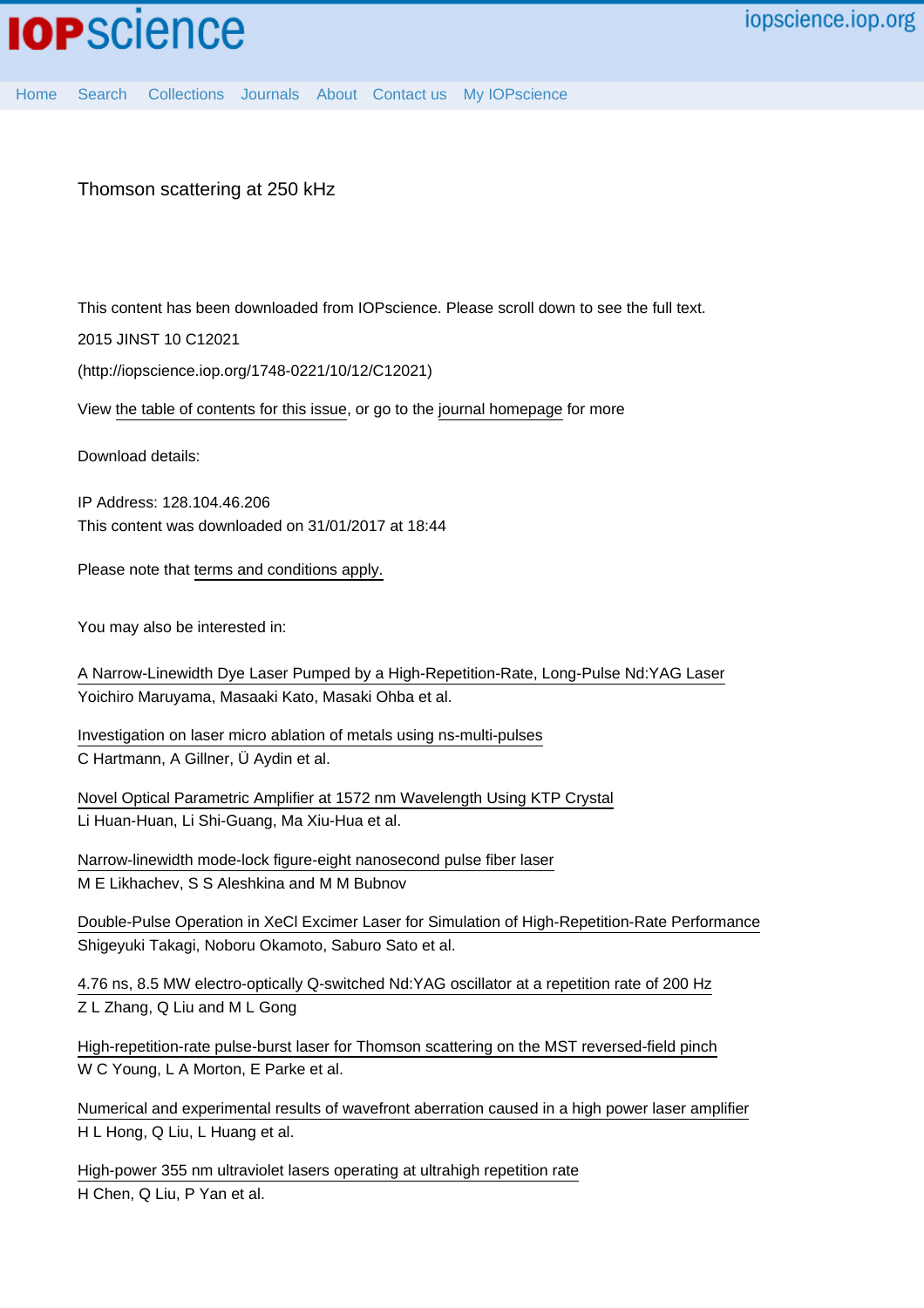# Thomson scattering at 250 kHz

This content has been downloaded from IOPscience. Please scroll down to see the full text.

2015 JINST 10 C12021

(http://iopscience.iop.org/1748-0221/10/12/C12021)

View the table of contents for this issue, or go to the journal homepage for more

Download details:

IP Address: 128.104.46.206

This content was downloaded on 31/01/2017 at 18:44

Please note that terms and conditions apply.

You may also be interested in:

A Narrow-Linewidth Dye Laser Pumped by a High-Repetition-Rate, Long-Pulse Nd:YAG Laser
Yoichiro Maruyama, Masaaki Kato, Masaki Ohba et al.

Investigation on laser micro ablation of metals using ns-multi-pulses
C Hartmann, A Gillner, Ü Aydin et al.

Novel Optical Parametric Amplifier at 1572 nm Wavelength Using KTP Crystal
Li Huan-Huan, Li Shi-Guang, Ma Xiu-Hua et al.

Narrow-linewidth mode-lock figure-eight nanosecond pulse fiber laser
M E Likhachev, S S Aleshkina and M M Bubnov

Double-Pulse Operation in XeCl Excimer Laser for Simulation of High-Repetition-Rate Performance
Shigeyuki Takagi, Noboru Okamoto, Saburo Sato et al.

4.76 ns, 8.5 MW electro-optically Q-switched Nd:YAG oscillator at a repetition rate of 200 Hz
Z L Zhang, Q Liu and M L Gong

High-repetition-rate pulse-burst laser for Thomson scattering on the MST reversed-field pinch
W C Young, L A Morton, E Parke et al.

Numerical and experimental results of wavefront aberration caused in a high power laser amplifier
H L Hong, Q Liu, L Huang et al.

High-power 355 nm ultraviolet lasers operating at ultrahigh repetition rate
H Chen, Q Liu, P Yan et al.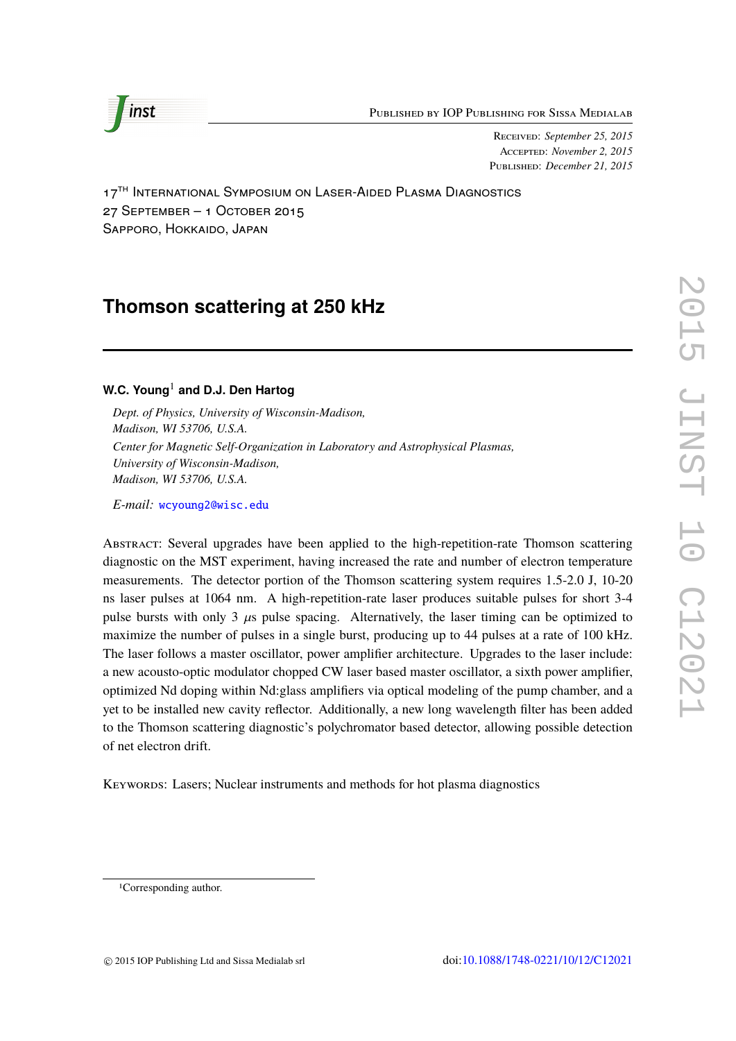17[TH] International Symposium on Laser-Aided Plasma Diagnostics
27 September – 1 October 2015
Sapporo, Hokkaido, Japan

# Thomson scattering at 250 kHz

**W.C. Young[1] and D.J. Den Hartog**

*Dept. of Physics, University of Wisconsin-Madison,*
*Madison, WI 53706, U.S.A.*
*Center for Magnetic Self-Organization in Laboratory and Astrophysical Plasmas,*
*University of Wisconsin-Madison,*
*Madison, WI 53706, U.S.A.*

*E-mail:* wcyoung2@wisc.edu

Abstract: Several upgrades have been applied to the high-repetition-rate Thomson scattering diagnostic on the MST experiment, having increased the rate and number of electron temperature measurements. The detector portion of the Thomson scattering system requires 1.5-2.0 J, 10-20 ns laser pulses at 1064 nm. A high-repetition-rate laser produces suitable pulses for short 3-4 pulse bursts with only 3 $\mu$s pulse spacing. Alternatively, the laser timing can be optimized to maximize the number of pulses in a single burst, producing up to 44 pulses at a rate of 100 kHz. The laser follows a master oscillator, power amplifier architecture. Upgrades to the laser include: a new acousto-optic modulator chopped CW laser based master oscillator, a sixth power amplifier, optimized Nd doping within Nd:glass amplifiers via optical modeling of the pump chamber, and a yet to be installed new cavity reflector. Additionally, a new long wavelength filter has been added to the Thomson scattering diagnostic's polychromator based detector, allowing possible detection of net electron drift.

Keywords: Lasers; Nuclear instruments and methods for hot plasma diagnostics

[1]Corresponding author.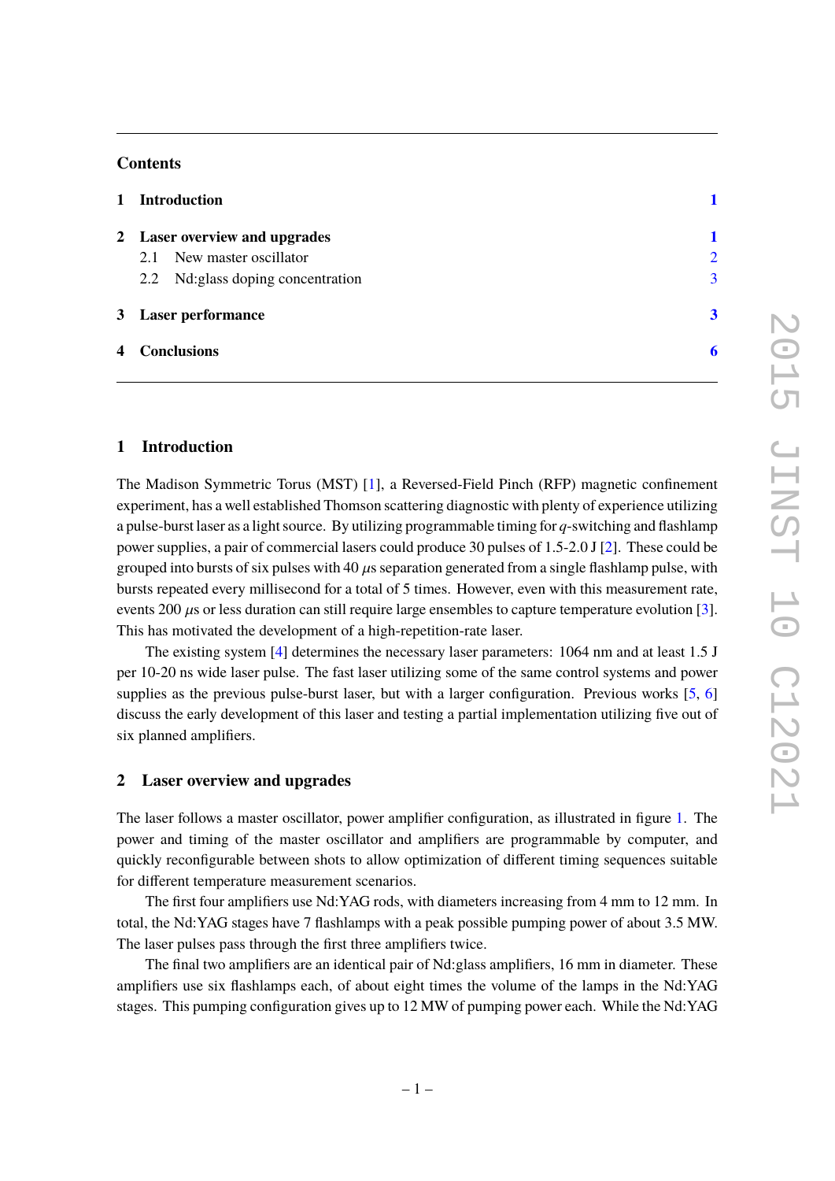## Contents

| | | |
|---|---|---|
| **1** | **Introduction** | **1** |
| **2** | **Laser overview and upgrades** | **1** |
| | 2.1 New master oscillator | 2 |
| | 2.2 Nd:glass doping concentration | 3 |
| **3** | **Laser performance** | **3** |
| **4** | **Conclusions** | **6** |

## 1 Introduction

The Madison Symmetric Torus (MST) [1], a Reversed-Field Pinch (RFP) magnetic confinement experiment, has a well established Thomson scattering diagnostic with plenty of experience utilizing a pulse-burst laser as a light source. By utilizing programmable timing for $q$-switching and flashlamp power supplies, a pair of commercial lasers could produce 30 pulses of 1.5-2.0 J [2]. These could be grouped into bursts of six pulses with 40 $\mu$s separation generated from a single flashlamp pulse, with bursts repeated every millisecond for a total of 5 times. However, even with this measurement rate, events 200 $\mu$s or less duration can still require large ensembles to capture temperature evolution [3]. This has motivated the development of a high-repetition-rate laser.

The existing system [4] determines the necessary laser parameters: 1064 nm and at least 1.5 J per 10-20 ns wide laser pulse. The fast laser utilizing some of the same control systems and power supplies as the previous pulse-burst laser, but with a larger configuration. Previous works [5, 6] discuss the early development of this laser and testing a partial implementation utilizing five out of six planned amplifiers.

## 2 Laser overview and upgrades

The laser follows a master oscillator, power amplifier configuration, as illustrated in figure 1. The power and timing of the master oscillator and amplifiers are programmable by computer, and quickly reconfigurable between shots to allow optimization of different timing sequences suitable for different temperature measurement scenarios.

The first four amplifiers use Nd:YAG rods, with diameters increasing from 4 mm to 12 mm. In total, the Nd:YAG stages have 7 flashlamps with a peak possible pumping power of about 3.5 MW. The laser pulses pass through the first three amplifiers twice.

The final two amplifiers are an identical pair of Nd:glass amplifiers, 16 mm in diameter. These amplifiers use six flashlamps each, of about eight times the volume of the lamps in the Nd:YAG stages. This pumping configuration gives up to 12 MW of pumping power each. While the Nd:YAG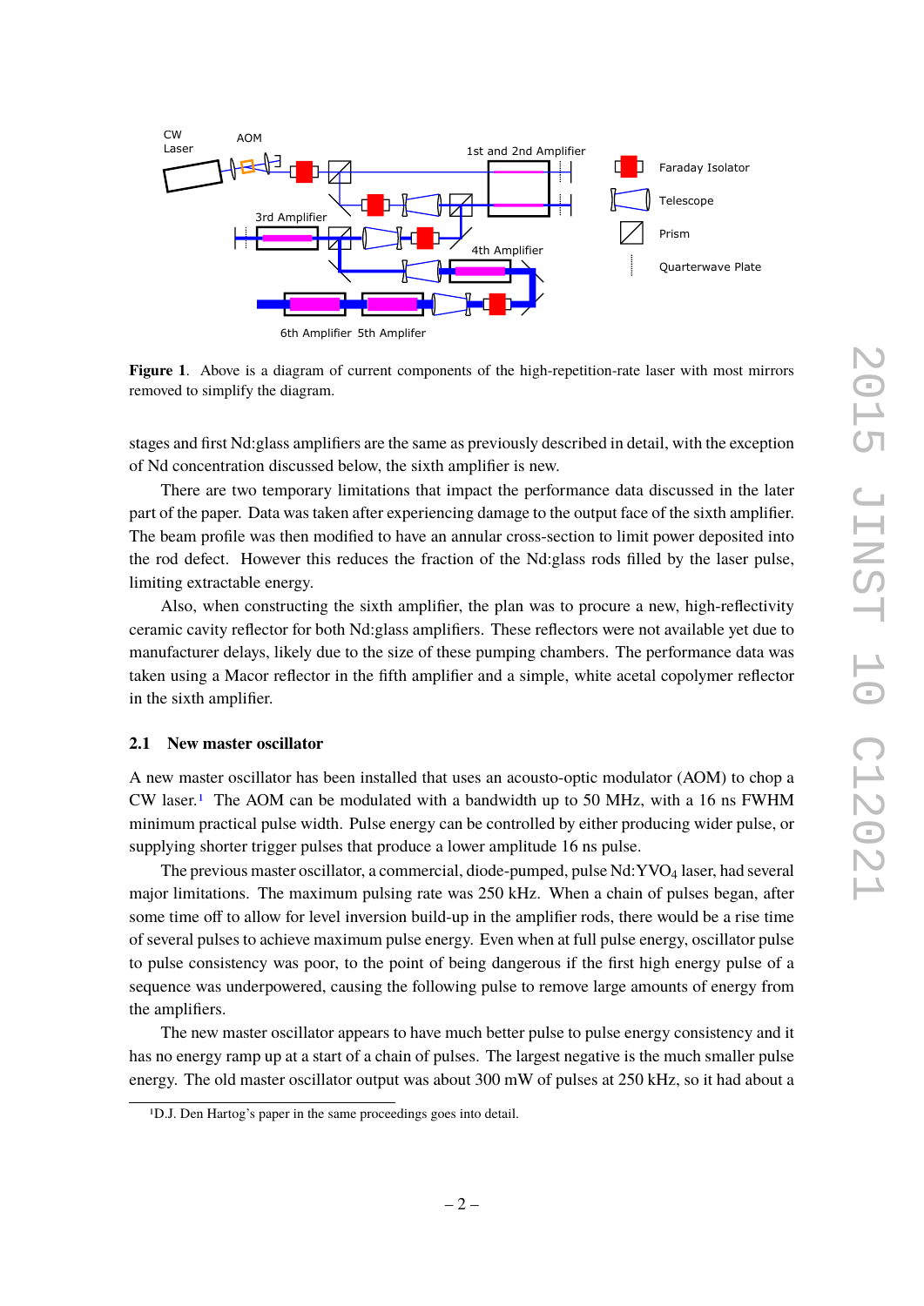**Figure 1**. Above is a diagram of current components of the high-repetition-rate laser with most mirrors removed to simplify the diagram.

stages and first Nd:glass amplifiers are the same as previously described in detail, with the exception of Nd concentration discussed below, the sixth amplifier is new.

There are two temporary limitations that impact the performance data discussed in the later part of the paper. Data was taken after experiencing damage to the output face of the sixth amplifier. The beam profile was then modified to have an annular cross-section to limit power deposited into the rod defect. However this reduces the fraction of the Nd:glass rods filled by the laser pulse, limiting extractable energy.

Also, when constructing the sixth amplifier, the plan was to procure a new, high-reflectivity ceramic cavity reflector for both Nd:glass amplifiers. These reflectors were not available yet due to manufacturer delays, likely due to the size of these pumping chambers. The performance data was taken using a Macor reflector in the fifth amplifier and a simple, white acetal copolymer reflector in the sixth amplifier.

### 2.1 New master oscillator

A new master oscillator has been installed that uses an acousto-optic modulator (AOM) to chop a CW laser.[1] The AOM can be modulated with a bandwidth up to 50 MHz, with a 16 ns FWHM minimum practical pulse width. Pulse energy can be controlled by either producing wider pulse, or supplying shorter trigger pulses that produce a lower amplitude 16 ns pulse.

The previous master oscillator, a commercial, diode-pumped, pulse Nd:$YVO_4$ laser, had several major limitations. The maximum pulsing rate was 250 kHz. When a chain of pulses began, after some time off to allow for level inversion build-up in the amplifier rods, there would be a rise time of several pulses to achieve maximum pulse energy. Even when at full pulse energy, oscillator pulse to pulse consistency was poor, to the point of being dangerous if the first high energy pulse of a sequence was underpowered, causing the following pulse to remove large amounts of energy from the amplifiers.

The new master oscillator appears to have much better pulse to pulse energy consistency and it has no energy ramp up at a start of a chain of pulses. The largest negative is the much smaller pulse energy. The old master oscillator output was about 300 mW of pulses at 250 kHz, so it had about a

[1] D.J. Den Hartog's paper in the same proceedings goes into detail.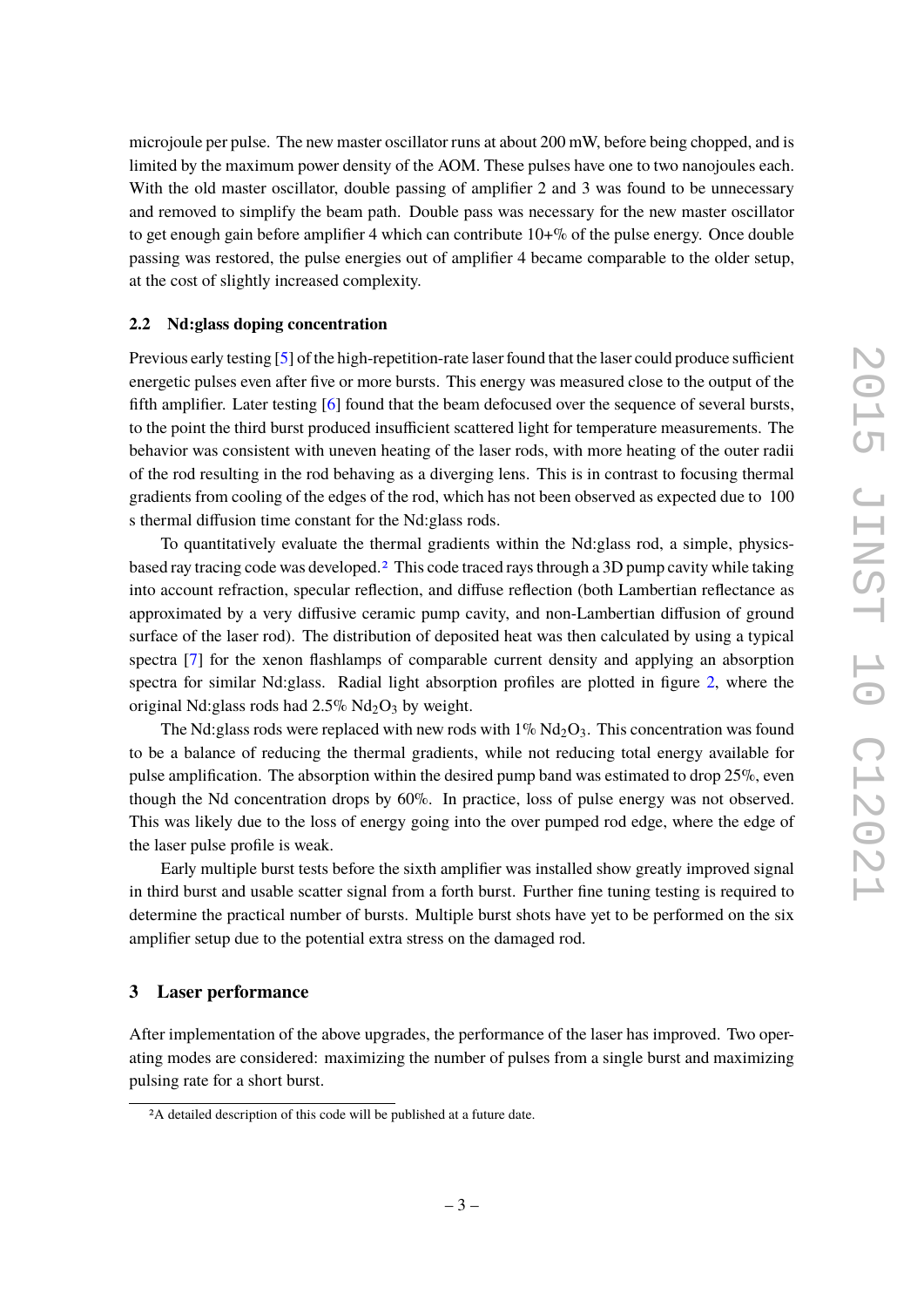microjoule per pulse. The new master oscillator runs at about 200 mW, before being chopped, and is limited by the maximum power density of the AOM. These pulses have one to two nanojoules each. With the old master oscillator, double passing of amplifier 2 and 3 was found to be unnecessary and removed to simplify the beam path. Double pass was necessary for the new master oscillator to get enough gain before amplifier 4 which can contribute 10+% of the pulse energy. Once double passing was restored, the pulse energies out of amplifier 4 became comparable to the older setup, at the cost of slightly increased complexity.

### 2.2 Nd:glass doping concentration

Previous early testing [5] of the high-repetition-rate laser found that the laser could produce sufficient energetic pulses even after five or more bursts. This energy was measured close to the output of the fifth amplifier. Later testing [6] found that the beam defocused over the sequence of several bursts, to the point the third burst produced insufficient scattered light for temperature measurements. The behavior was consistent with uneven heating of the laser rods, with more heating of the outer radii of the rod resulting in the rod behaving as a diverging lens. This is in contrast to focusing thermal gradients from cooling of the edges of the rod, which has not been observed as expected due to 100 s thermal diffusion time constant for the Nd:glass rods.

To quantitatively evaluate the thermal gradients within the Nd:glass rod, a simple, physics-based ray tracing code was developed.[2] This code traced rays through a 3D pump cavity while taking into account refraction, specular reflection, and diffuse reflection (both Lambertian reflectance as approximated by a very diffusive ceramic pump cavity, and non-Lambertian diffusion of ground surface of the laser rod). The distribution of deposited heat was then calculated by using a typical spectra [7] for the xenon flashlamps of comparable current density and applying an absorption spectra for similar Nd:glass. Radial light absorption profiles are plotted in figure 2, where the original Nd:glass rods had 2.5% $Nd_2O_3$ by weight.

The Nd:glass rods were replaced with new rods with 1% $Nd_2O_3$. This concentration was found to be a balance of reducing the thermal gradients, while not reducing total energy available for pulse amplification. The absorption within the desired pump band was estimated to drop 25%, even though the Nd concentration drops by 60%. In practice, loss of pulse energy was not observed. This was likely due to the loss of energy going into the over pumped rod edge, where the edge of the laser pulse profile is weak.

Early multiple burst tests before the sixth amplifier was installed show greatly improved signal in third burst and usable scatter signal from a forth burst. Further fine tuning testing is required to determine the practical number of bursts. Multiple burst shots have yet to be performed on the six amplifier setup due to the potential extra stress on the damaged rod.

## 3 Laser performance

After implementation of the above upgrades, the performance of the laser has improved. Two operating modes are considered: maximizing the number of pulses from a single burst and maximizing pulsing rate for a short burst.

[2] A detailed description of this code will be published at a future date.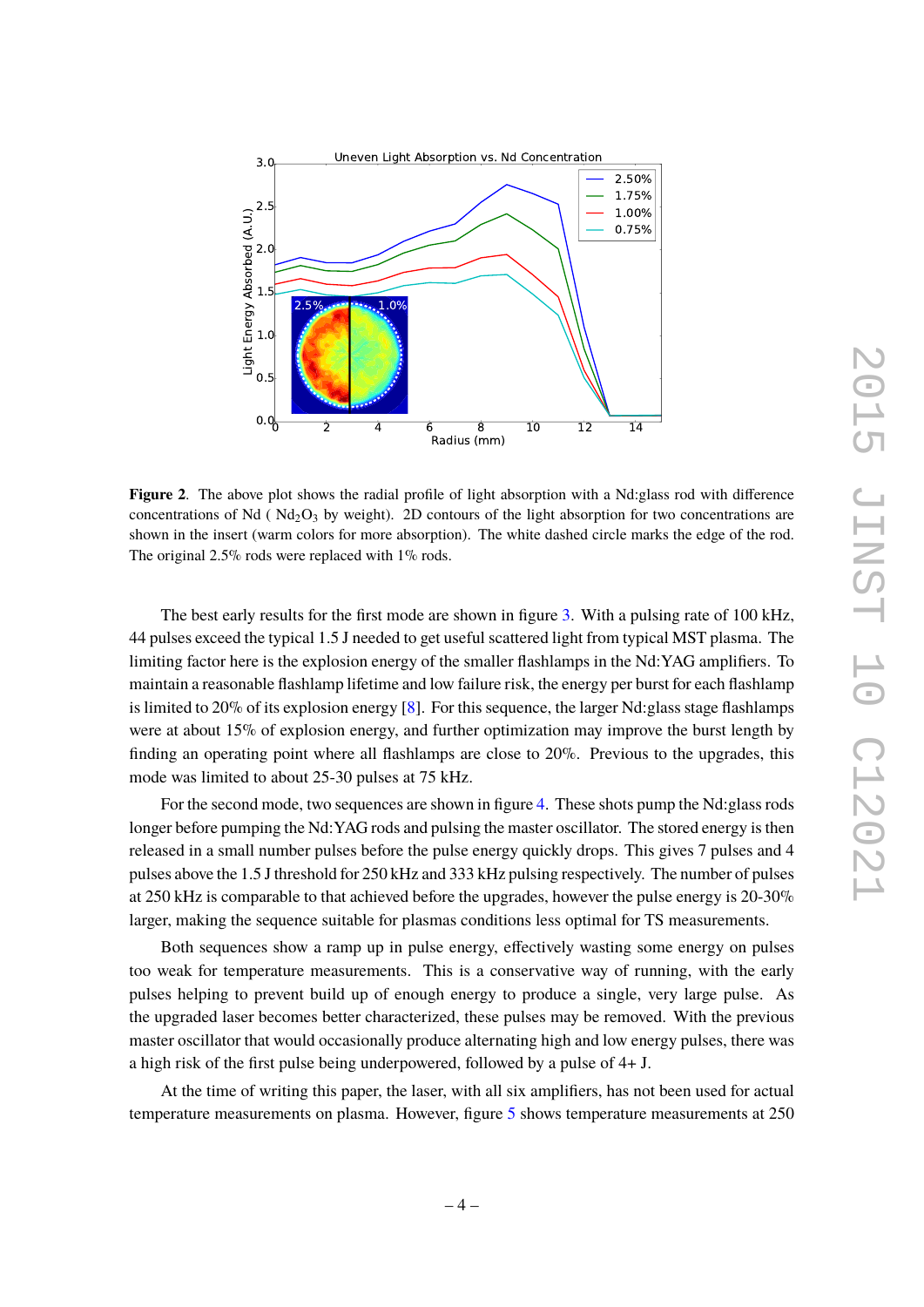**Figure 2**. The above plot shows the radial profile of light absorption with a Nd:glass rod with difference concentrations of Nd ( $Nd_2O_3$ by weight). 2D contours of the light absorption for two concentrations are shown in the insert (warm colors for more absorption). The white dashed circle marks the edge of the rod. The original 2.5% rods were replaced with 1% rods.

The best early results for the first mode are shown in figure 3. With a pulsing rate of 100 kHz, 44 pulses exceed the typical 1.5 J needed to get useful scattered light from typical MST plasma. The limiting factor here is the explosion energy of the smaller flashlamps in the Nd:YAG amplifiers. To maintain a reasonable flashlamp lifetime and low failure risk, the energy per burst for each flashlamp is limited to 20% of its explosion energy [8]. For this sequence, the larger Nd:glass stage flashlamps were at about 15% of explosion energy, and further optimization may improve the burst length by finding an operating point where all flashlamps are close to 20%. Previous to the upgrades, this mode was limited to about 25-30 pulses at 75 kHz.

For the second mode, two sequences are shown in figure 4. These shots pump the Nd:glass rods longer before pumping the Nd:YAG rods and pulsing the master oscillator. The stored energy is then released in a small number pulses before the pulse energy quickly drops. This gives 7 pulses and 4 pulses above the 1.5 J threshold for 250 kHz and 333 kHz pulsing respectively. The number of pulses at 250 kHz is comparable to that achieved before the upgrades, however the pulse energy is 20-30% larger, making the sequence suitable for plasmas conditions less optimal for TS measurements.

Both sequences show a ramp up in pulse energy, effectively wasting some energy on pulses too weak for temperature measurements. This is a conservative way of running, with the early pulses helping to prevent build up of enough energy to produce a single, very large pulse. As the upgraded laser becomes better characterized, these pulses may be removed. With the previous master oscillator that would occasionally produce alternating high and low energy pulses, there was a high risk of the first pulse being underpowered, followed by a pulse of 4+ J.

At the time of writing this paper, the laser, with all six amplifiers, has not been used for actual temperature measurements on plasma. However, figure 5 shows temperature measurements at 250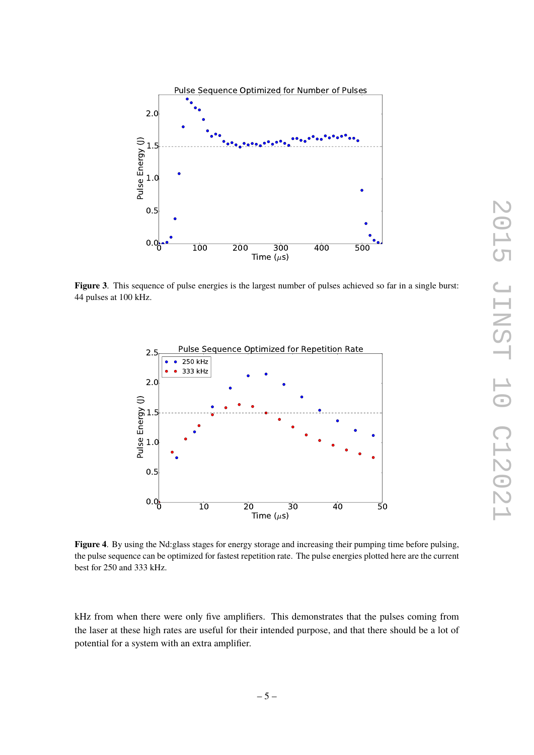**Figure 3**. This sequence of pulse energies is the largest number of pulses achieved so far in a single burst: 44 pulses at 100 kHz.

**Figure 4**. By using the Nd:glass stages for energy storage and increasing their pumping time before pulsing, the pulse sequence can be optimized for fastest repetition rate. The pulse energies plotted here are the current best for 250 and 333 kHz.

kHz from when there were only five amplifiers. This demonstrates that the pulses coming from the laser at these high rates are useful for their intended purpose, and that there should be a lot of potential for a system with an extra amplifier.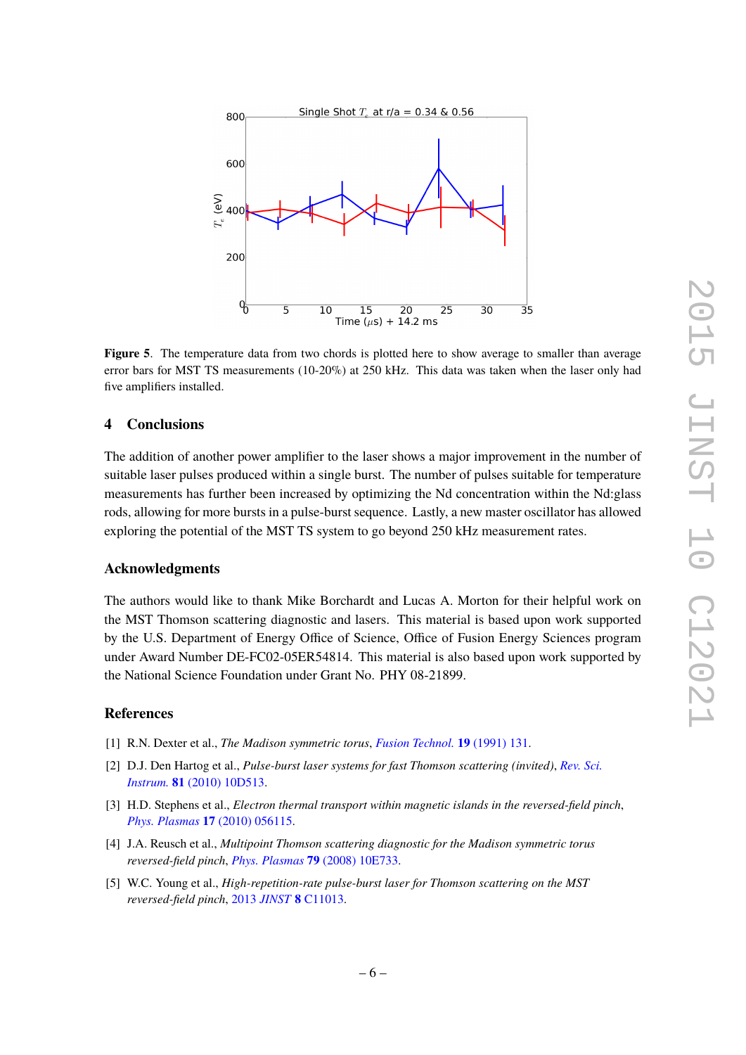**Figure 5.** The temperature data from two chords is plotted here to show average to smaller than average error bars for MST TS measurements (10-20%) at 250 kHz. This data was taken when the laser only had five amplifiers installed.

## 4 Conclusions

The addition of another power amplifier to the laser shows a major improvement in the number of suitable laser pulses produced within a single burst. The number of pulses suitable for temperature measurements has further been increased by optimizing the Nd concentration within the Nd:glass rods, allowing for more bursts in a pulse-burst sequence. Lastly, a new master oscillator has allowed exploring the potential of the MST TS system to go beyond 250 kHz measurement rates.

## Acknowledgments

The authors would like to thank Mike Borchardt and Lucas A. Morton for their helpful work on the MST Thomson scattering diagnostic and lasers. This material is based upon work supported by the U.S. Department of Energy Office of Science, Office of Fusion Energy Sciences program under Award Number DE-FC02-05ER54814. This material is also based upon work supported by the National Science Foundation under Grant No. PHY 08-21899.

## References

[1] R.N. Dexter et al., *The Madison symmetric torus*, *Fusion Technol.* **19** (1991) 131.

[2] D.J. Den Hartog et al., *Pulse-burst laser systems for fast Thomson scattering (invited)*, *Rev. Sci. Instrum.* **81** (2010) 10D513.

[3] H.D. Stephens et al., *Electron thermal transport within magnetic islands in the reversed-field pinch*, *Phys. Plasmas* **17** (2010) 056115.

[4] J.A. Reusch et al., *Multipoint Thomson scattering diagnostic for the Madison symmetric torus reversed-field pinch*, *Phys. Plasmas* **79** (2008) 10E733.

[5] W.C. Young et al., *High-repetition-rate pulse-burst laser for Thomson scattering on the MST reversed-field pinch*, 2013 *JINST* **8** C11013.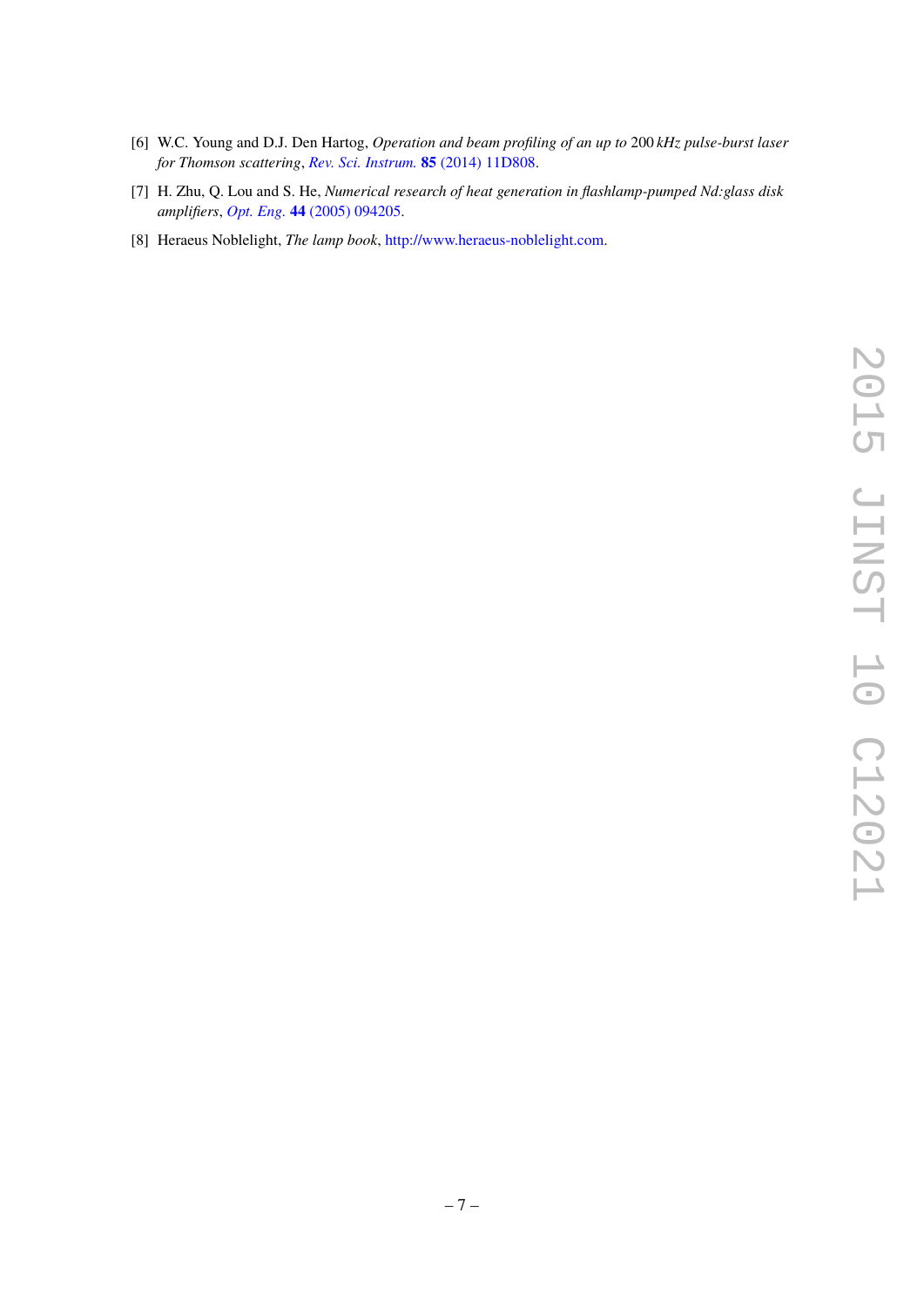[6] W.C. Young and D.J. Den Hartog, *Operation and beam profiling of an up to* 200 *kHz pulse-burst laser for Thomson scattering*, *Rev. Sci. Instrum.* **85** (2014) 11D808.

[7] H. Zhu, Q. Lou and S. He, *Numerical research of heat generation in flashlamp-pumped Nd:glass disk amplifiers*, *Opt. Eng.* **44** (2005) 094205.

[8] Heraeus Noblelight, *The lamp book*, http://www.heraeus-noblelight.com.